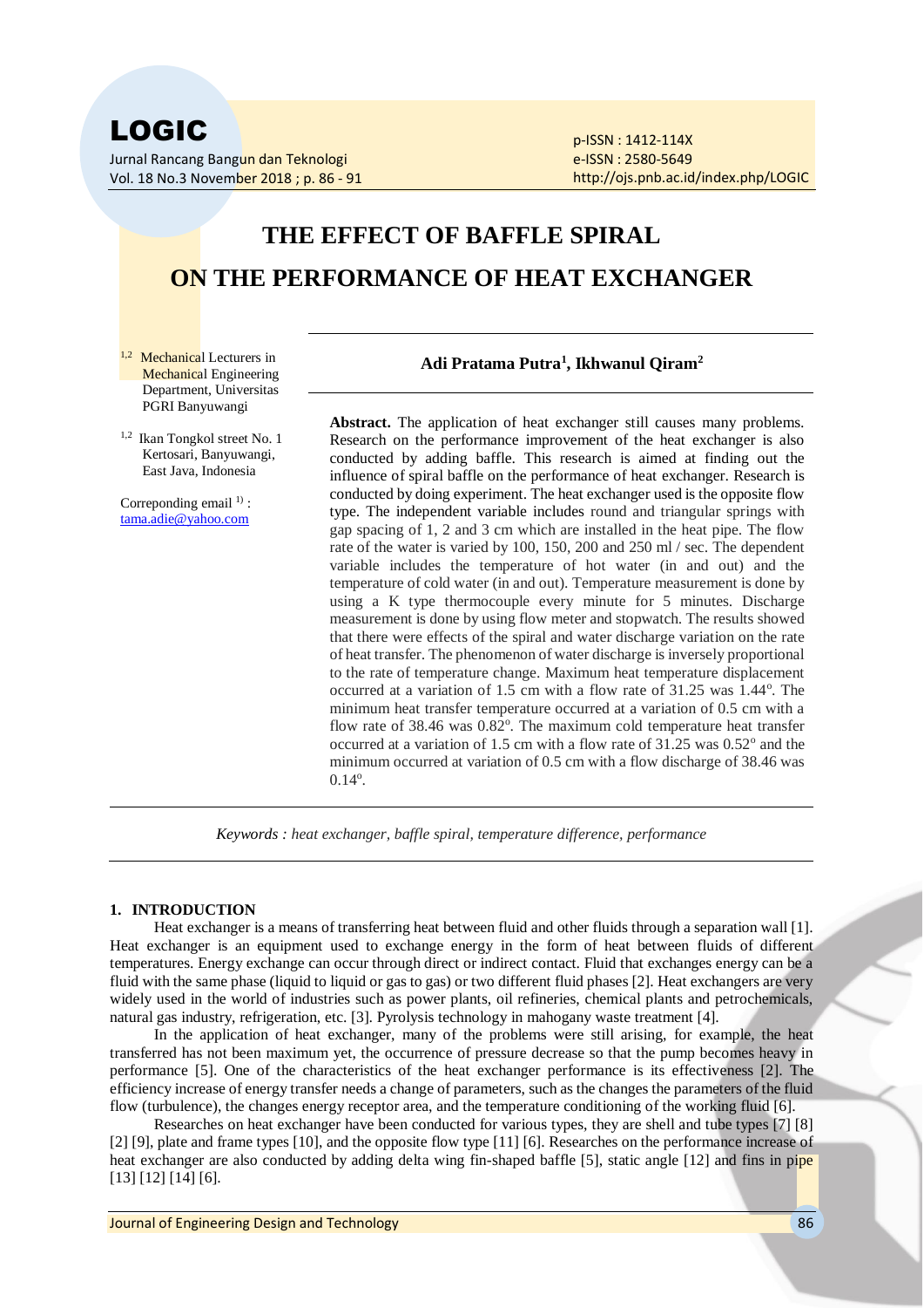# THE EFFECT OF BAFFLE SPIRAL ON THE PERFORMANCE OF HEAT EXCHANGER

**Adi Pratama Putra[1], Ikhwanul Qiram[2]**

[1,2] Mechanical Lecturers in Mechanical Engineering Department, Universitas PGRI Banyuwangi

[1,2] Ikan Tongkol street No. 1 Kertosari, Banyuwangi, East Java, Indonesia

Correponding email [1)] : tama.adie@yahoo.com

**Abstract.** The application of heat exchanger still causes many problems. Research on the performance improvement of the heat exchanger is also conducted by adding baffle. This research is aimed at finding out the influence of spiral baffle on the performance of heat exchanger. Research is conducted by doing experiment. The heat exchanger used is the opposite flow type. The independent variable includes round and triangular springs with gap spacing of 1, 2 and 3 cm which are installed in the heat pipe. The flow rate of the water is varied by 100, 150, 200 and 250 ml / sec. The dependent variable includes the temperature of hot water (in and out) and the temperature of cold water (in and out). Temperature measurement is done by using a K type thermocouple every minute for 5 minutes. Discharge measurement is done by using flow meter and stopwatch. The results showed that there were effects of the spiral and water discharge variation on the rate of heat transfer. The phenomenon of water discharge is inversely proportional to the rate of temperature change. Maximum heat temperature displacement occurred at a variation of 1.5 cm with a flow rate of 31.25 was 1.44°. The minimum heat transfer temperature occurred at a variation of 0.5 cm with a flow rate of 38.46 was 0.82°. The maximum cold temperature heat transfer occurred at a variation of 1.5 cm with a flow rate of 31.25 was 0.52° and the minimum occurred at variation of 0.5 cm with a flow discharge of 38.46 was 0.14°.

*Keywords : heat exchanger, baffle spiral, temperature difference, performance*

## 1. INTRODUCTION

Heat exchanger is a means of transferring heat between fluid and other fluids through a separation wall [1]. Heat exchanger is an equipment used to exchange energy in the form of heat between fluids of different temperatures. Energy exchange can occur through direct or indirect contact. Fluid that exchanges energy can be a fluid with the same phase (liquid to liquid or gas to gas) or two different fluid phases [2]. Heat exchangers are very widely used in the world of industries such as power plants, oil refineries, chemical plants and petrochemicals, natural gas industry, refrigeration, etc. [3]. Pyrolysis technology in mahogany waste treatment [4].

In the application of heat exchanger, many of the problems were still arising, for example, the heat transferred has not been maximum yet, the occurrence of pressure decrease so that the pump becomes heavy in performance [5]. One of the characteristics of the heat exchanger performance is its effectiveness [2]. The efficiency increase of energy transfer needs a change of parameters, such as the changes the parameters of the fluid flow (turbulence), the changes energy receptor area, and the temperature conditioning of the working fluid [6].

Researches on heat exchanger have been conducted for various types, they are shell and tube types [7] [8] [2] [9], plate and frame types [10], and the opposite flow type [11] [6]. Researches on the performance increase of heat exchanger are also conducted by adding delta wing fin-shaped baffle [5], static angle [12] and fins in pipe [13] [12] [14] [6].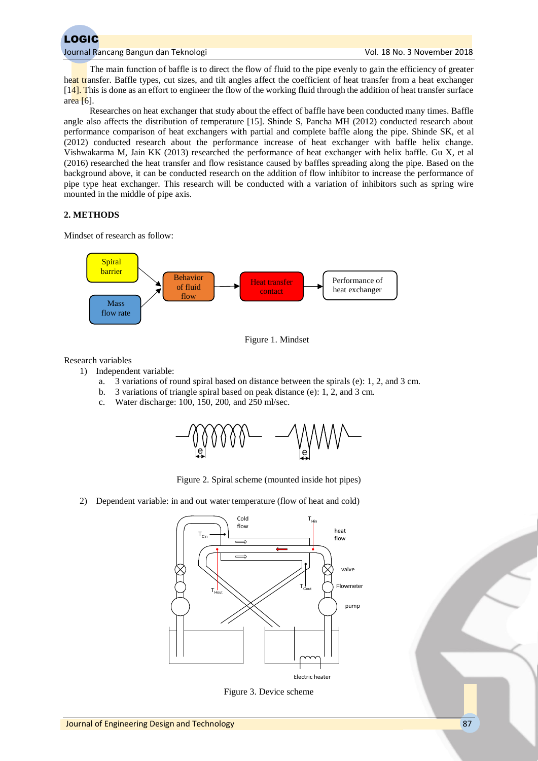The main function of baffle is to direct the flow of fluid to the pipe evenly to gain the efficiency of greater heat transfer. Baffle types, cut sizes, and tilt angles affect the coefficient of heat transfer from a heat exchanger [14]. This is done as an effort to engineer the flow of the working fluid through the addition of heat transfer surface area [6].

Researches on heat exchanger that study about the effect of baffle have been conducted many times. Baffle angle also affects the distribution of temperature [15]. Shinde S, Pancha MH (2012) conducted research about performance comparison of heat exchangers with partial and complete baffle along the pipe. Shinde SK, et al (2012) conducted research about the performance increase of heat exchanger with baffle helix change. Vishwakarma M, Jain KK (2013) researched the performance of heat exchanger with helix baffle. Gu X, et al (2016) researched the heat transfer and flow resistance caused by baffles spreading along the pipe. Based on the background above, it can be conducted research on the addition of flow inhibitor to increase the performance of pipe type heat exchanger. This research will be conducted with a variation of inhibitors such as spring wire mounted in the middle of pipe axis.

## 2. METHODS

Mindset of research as follow:

Spiral barrier → Behavior of fluid flow
Mass flow rate → Behavior of fluid flow
Behavior of fluid flow → Heat transfer contact → Performance of heat exchanger

Figure 1. Mindset

Research variables

1) Independent variable:
   a. 3 variations of round spiral based on distance between the spirals (e): 1, 2, and 3 cm.
   b. 3 variations of triangle spiral based on peak distance (e): 1, 2, and 3 cm.
   c. Water discharge: 100, 150, 200, and 250 ml/sec.

Figure 2. Spiral scheme (mounted inside hot pipes)

2) Dependent variable: in and out water temperature (flow of heat and cold)

Figure 3. Device scheme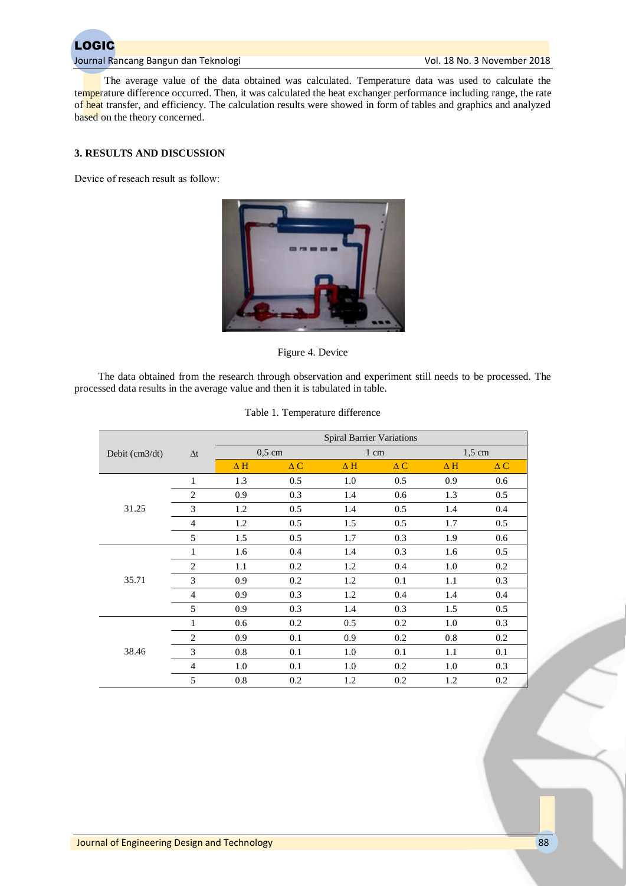The average value of the data obtained was calculated. Temperature data was used to calculate the temperature difference occurred. Then, it was calculated the heat exchanger performance including range, the rate of heat transfer, and efficiency. The calculation results were showed in form of tables and graphics and analyzed based on the theory concerned.

## 3. RESULTS AND DISCUSSION

Device of reseach result as follow:

Figure 4. Device

The data obtained from the research through observation and experiment still needs to be processed. The processed data results in the average value and then it is tabulated in table.

Table 1. Temperature difference

| Debit (cm3/dt) | Δt | Spiral Barrier Variations | | | | | |
|---|---|---|---|---|---|---|---|
| | | 0,5 cm | | 1 cm | | 1,5 cm | |
| | | Δ H | Δ C | Δ H | Δ C | Δ H | Δ C |
| 31.25 | 1 | 1.3 | 0.5 | 1.0 | 0.5 | 0.9 | 0.6 |
| | 2 | 0.9 | 0.3 | 1.4 | 0.6 | 1.3 | 0.5 |
| | 3 | 1.2 | 0.5 | 1.4 | 0.5 | 1.4 | 0.4 |
| | 4 | 1.2 | 0.5 | 1.5 | 0.5 | 1.7 | 0.5 |
| | 5 | 1.5 | 0.5 | 1.7 | 0.3 | 1.9 | 0.6 |
| 35.71 | 1 | 1.6 | 0.4 | 1.4 | 0.3 | 1.6 | 0.5 |
| | 2 | 1.1 | 0.2 | 1.2 | 0.4 | 1.0 | 0.2 |
| | 3 | 0.9 | 0.2 | 1.2 | 0.1 | 1.1 | 0.3 |
| | 4 | 0.9 | 0.3 | 1.2 | 0.4 | 1.4 | 0.4 |
| | 5 | 0.9 | 0.3 | 1.4 | 0.3 | 1.5 | 0.5 |
| 38.46 | 1 | 0.6 | 0.2 | 0.5 | 0.2 | 1.0 | 0.3 |
| | 2 | 0.9 | 0.1 | 0.9 | 0.2 | 0.8 | 0.2 |
| | 3 | 0.8 | 0.1 | 1.0 | 0.1 | 1.1 | 0.1 |
| | 4 | 1.0 | 0.1 | 1.0 | 0.2 | 1.0 | 0.3 |
| | 5 | 0.8 | 0.2 | 1.2 | 0.2 | 1.2 | 0.2 |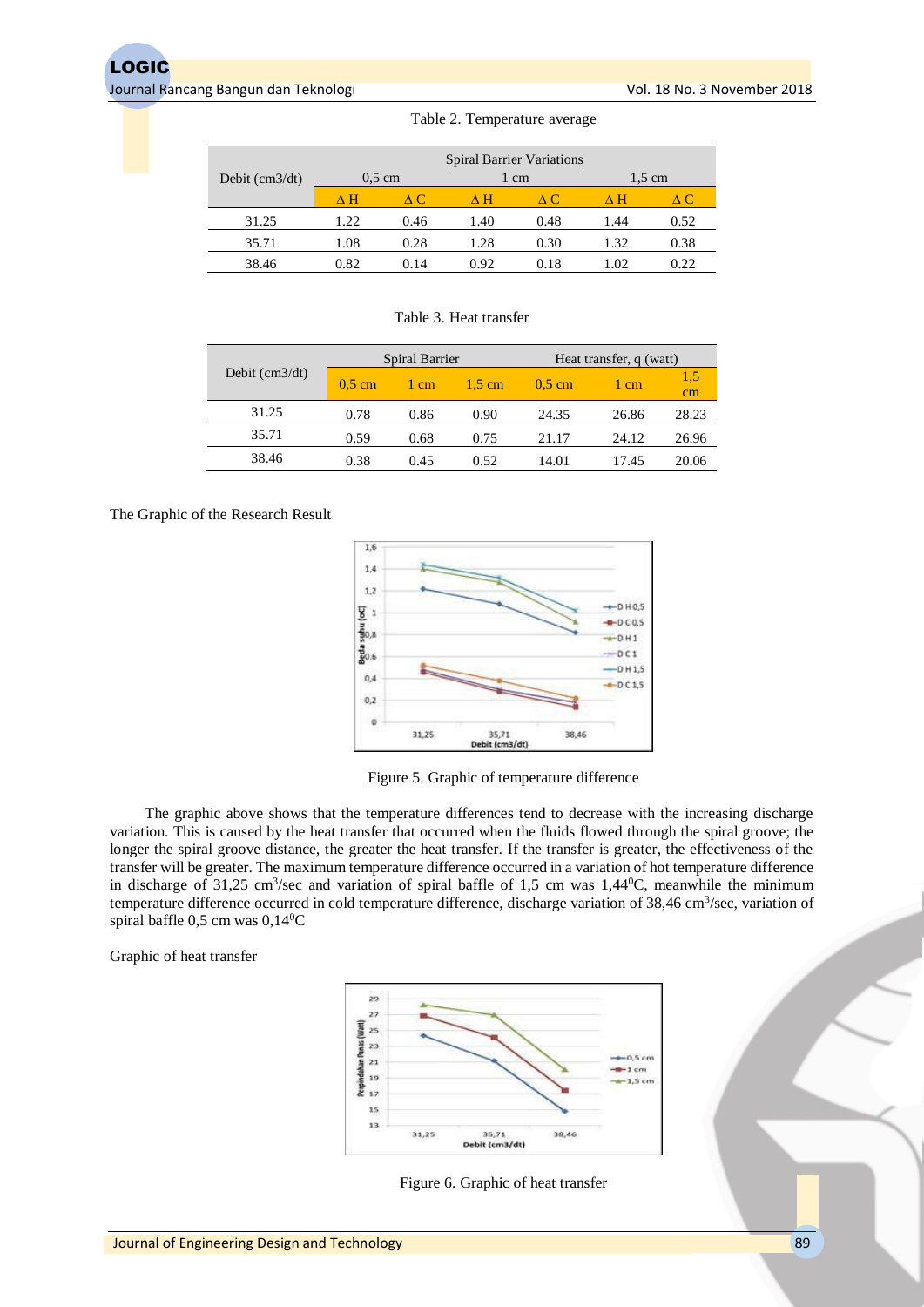Table 2. Temperature average

| Debit (cm3/dt) | Spiral Barrier Variations | | | | | |
|---|---|---|---|---|---|---|
| | 0,5 cm | | 1 cm | | 1,5 cm | |
| | Δ H | Δ C | Δ H | Δ C | Δ H | Δ C |
| 31.25 | 1.22 | 0.46 | 1.40 | 0.48 | 1.44 | 0.52 |
| 35.71 | 1.08 | 0.28 | 1.28 | 0.30 | 1.32 | 0.38 |
| 38.46 | 0.82 | 0.14 | 0.92 | 0.18 | 1.02 | 0.22 |

Table 3. Heat transfer

| Debit (cm3/dt) | Spiral Barrier | | | Heat transfer, q (watt) | | |
|---|---|---|---|---|---|---|
| | 0,5 cm | 1 cm | 1,5 cm | 0,5 cm | 1 cm | 1,5 cm |
| 31.25 | 0.78 | 0.86 | 0.90 | 24.35 | 26.86 | 28.23 |
| 35.71 | 0.59 | 0.68 | 0.75 | 21.17 | 24.12 | 26.96 |
| 38.46 | 0.38 | 0.45 | 0.52 | 14.01 | 17.45 | 20.06 |

The Graphic of the Research Result

Figure 5. Graphic of temperature difference

The graphic above shows that the temperature differences tend to decrease with the increasing discharge variation. This is caused by the heat transfer that occurred when the fluids flowed through the spiral groove; the longer the spiral groove distance, the greater the heat transfer. If the transfer is greater, the effectiveness of the transfer will be greater. The maximum temperature difference occurred in a variation of hot temperature difference in discharge of 31,25 $cm^3$/sec and variation of spiral baffle of 1,5 cm was 1,44$^0$C, meanwhile the minimum temperature difference occurred in cold temperature difference, discharge variation of 38,46 $cm^3$/sec, variation of spiral baffle 0,5 cm was 0,14$^0$C

Graphic of heat transfer

Figure 6. Graphic of heat transfer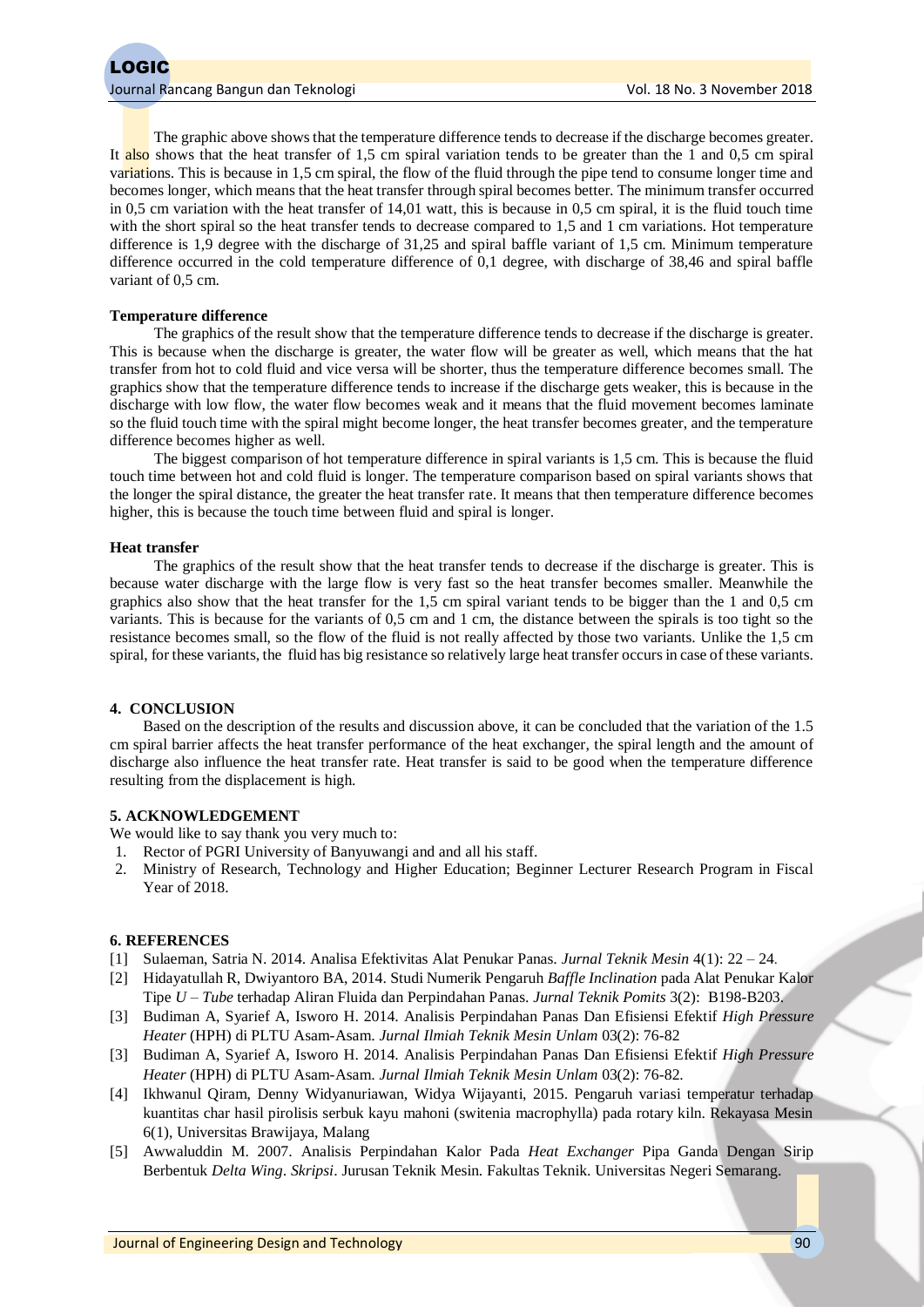The graphic above shows that the temperature difference tends to decrease if the discharge becomes greater. It also shows that the heat transfer of 1,5 cm spiral variation tends to be greater than the 1 and 0,5 cm spiral variations. This is because in 1,5 cm spiral, the flow of the fluid through the pipe tend to consume longer time and becomes longer, which means that the heat transfer through spiral becomes better. The minimum transfer occurred in 0,5 cm variation with the heat transfer of 14,01 watt, this is because in 0,5 cm spiral, it is the fluid touch time with the short spiral so the heat transfer tends to decrease compared to 1,5 and 1 cm variations. Hot temperature difference is 1,9 degree with the discharge of 31,25 and spiral baffle variant of 1,5 cm. Minimum temperature difference occurred in the cold temperature difference of 0,1 degree, with discharge of 38,46 and spiral baffle variant of 0,5 cm.

**Temperature difference**

The graphics of the result show that the temperature difference tends to decrease if the discharge is greater. This is because when the discharge is greater, the water flow will be greater as well, which means that the hat transfer from hot to cold fluid and vice versa will be shorter, thus the temperature difference becomes small. The graphics show that the temperature difference tends to increase if the discharge gets weaker, this is because in the discharge with low flow, the water flow becomes weak and it means that the fluid movement becomes laminate so the fluid touch time with the spiral might become longer, the heat transfer becomes greater, and the temperature difference becomes higher as well.

The biggest comparison of hot temperature difference in spiral variants is 1,5 cm. This is because the fluid touch time between hot and cold fluid is longer. The temperature comparison based on spiral variants shows that the longer the spiral distance, the greater the heat transfer rate. It means that then temperature difference becomes higher, this is because the touch time between fluid and spiral is longer.

**Heat transfer**

The graphics of the result show that the heat transfer tends to decrease if the discharge is greater. This is because water discharge with the large flow is very fast so the heat transfer becomes smaller. Meanwhile the graphics also show that the heat transfer for the 1,5 cm spiral variant tends to be bigger than the 1 and 0,5 cm variants. This is because for the variants of 0,5 cm and 1 cm, the distance between the spirals is too tight so the resistance becomes small, so the flow of the fluid is not really affected by those two variants. Unlike the 1,5 cm spiral, for these variants, the fluid has big resistance so relatively large heat transfer occurs in case of these variants.

## 4. CONCLUSION

Based on the description of the results and discussion above, it can be concluded that the variation of the 1.5 cm spiral barrier affects the heat transfer performance of the heat exchanger, the spiral length and the amount of discharge also influence the heat transfer rate. Heat transfer is said to be good when the temperature difference resulting from the displacement is high.

## 5. ACKNOWLEDGEMENT

We would like to say thank you very much to:

1. Rector of PGRI University of Banyuwangi and and all his staff.
2. Ministry of Research, Technology and Higher Education; Beginner Lecturer Research Program in Fiscal Year of 2018.

## 6. REFERENCES

[1] Sulaeman, Satria N. 2014. Analisa Efektivitas Alat Penukar Panas. *Jurnal Teknik Mesin* 4(1): 22 – 24.

[2] Hidayatullah R, Dwiyantoro BA, 2014. Studi Numerik Pengaruh *Baffle Inclination* pada Alat Penukar Kalor Tipe *U – Tube* terhadap Aliran Fluida dan Perpindahan Panas. *Jurnal Teknik Pomits* 3(2): B198-B203.

[3] Budiman A, Syarief A, Isworo H. 2014. Analisis Perpindahan Panas Dan Efisiensi Efektif *High Pressure Heater* (HPH) di PLTU Asam-Asam. *Jurnal Ilmiah Teknik Mesin Unlam* 03(2): 76-82

[3] Budiman A, Syarief A, Isworo H. 2014. Analisis Perpindahan Panas Dan Efisiensi Efektif *High Pressure Heater* (HPH) di PLTU Asam-Asam. *Jurnal Ilmiah Teknik Mesin Unlam* 03(2): 76-82.

[4] Ikhwanul Qiram, Denny Widyanuriawan, Widya Wijayanti, 2015. Pengaruh variasi temperatur terhadap kuantitas char hasil pirolisis serbuk kayu mahoni (switenia macrophylla) pada rotary kiln. Rekayasa Mesin 6(1), Universitas Brawijaya, Malang

[5] Awwaluddin M. 2007. Analisis Perpindahan Kalor Pada *Heat Exchanger* Pipa Ganda Dengan Sirip Berbentuk *Delta Wing*. *Skripsi*. Jurusan Teknik Mesin. Fakultas Teknik. Universitas Negeri Semarang.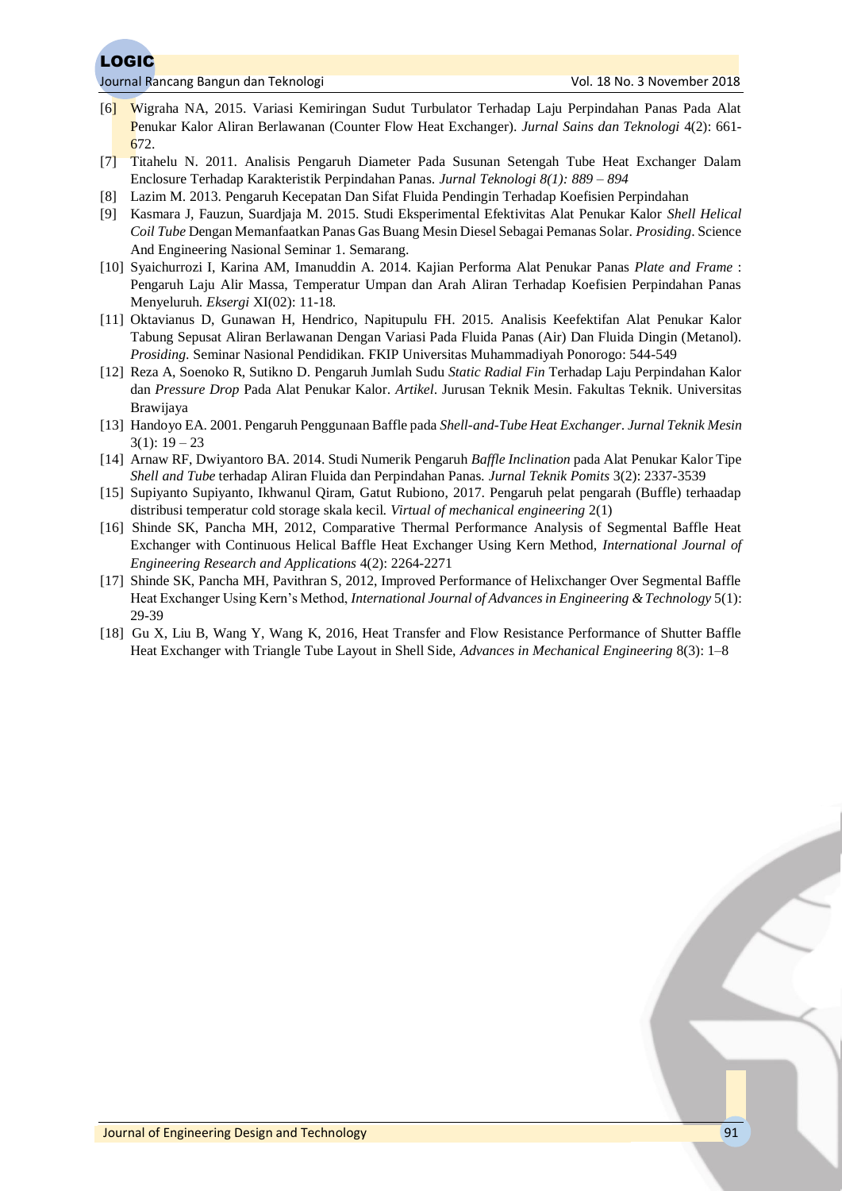[6] Wigraha NA, 2015. Variasi Kemiringan Sudut Turbulator Terhadap Laju Perpindahan Panas Pada Alat Penukar Kalor Aliran Berlawanan (Counter Flow Heat Exchanger). *Jurnal Sains dan Teknologi* 4(2): 661-672.

[7] Titahelu N. 2011. Analisis Pengaruh Diameter Pada Susunan Setengah Tube Heat Exchanger Dalam Enclosure Terhadap Karakteristik Perpindahan Panas. *Jurnal Teknologi 8(1): 889 – 894*

[8] Lazim M. 2013. Pengaruh Kecepatan Dan Sifat Fluida Pendingin Terhadap Koefisien Perpindahan

[9] Kasmara J, Fauzun, Suardjaja M. 2015. Studi Eksperimental Efektivitas Alat Penukar Kalor *Shell Helical Coil Tube* Dengan Memanfaatkan Panas Gas Buang Mesin Diesel Sebagai Pemanas Solar. *Prosiding*. Science And Engineering Nasional Seminar 1. Semarang.

[10] Syaichurrozi I, Karina AM, Imanuddin A. 2014. Kajian Performa Alat Penukar Panas *Plate and Frame* : Pengaruh Laju Alir Massa, Temperatur Umpan dan Arah Aliran Terhadap Koefisien Perpindahan Panas Menyeluruh. *Eksergi* XI(02): 11-18.

[11] Oktavianus D, Gunawan H, Hendrico, Napitupulu FH. 2015. Analisis Keefektifan Alat Penukar Kalor Tabung Sepusat Aliran Berlawanan Dengan Variasi Pada Fluida Panas (Air) Dan Fluida Dingin (Metanol). *Prosiding*. Seminar Nasional Pendidikan. FKIP Universitas Muhammadiyah Ponorogo: 544-549

[12] Reza A, Soenoko R, Sutikno D. Pengaruh Jumlah Sudu *Static Radial Fin* Terhadap Laju Perpindahan Kalor dan *Pressure Drop* Pada Alat Penukar Kalor. *Artikel*. Jurusan Teknik Mesin. Fakultas Teknik. Universitas Brawijaya

[13] Handoyo EA. 2001. Pengaruh Penggunaan Baffle pada *Shell-and-Tube Heat Exchanger*. *Jurnal Teknik Mesin* 3(1): 19 – 23

[14] Arnaw RF, Dwiyantoro BA. 2014. Studi Numerik Pengaruh *Baffle Inclination* pada Alat Penukar Kalor Tipe *Shell and Tube* terhadap Aliran Fluida dan Perpindahan Panas. *Jurnal Teknik Pomits* 3(2): 2337-3539

[15] Supiyanto Supiyanto, Ikhwanul Qiram, Gatut Rubiono, 2017. Pengaruh pelat pengarah (Buffle) terhaadap distribusi temperatur cold storage skala kecil. *Virtual of mechanical engineering* 2(1)

[16] Shinde SK, Pancha MH, 2012, Comparative Thermal Performance Analysis of Segmental Baffle Heat Exchanger with Continuous Helical Baffle Heat Exchanger Using Kern Method, *International Journal of Engineering Research and Applications* 4(2): 2264-2271

[17] Shinde SK, Pancha MH, Pavithran S, 2012, Improved Performance of Helixchanger Over Segmental Baffle Heat Exchanger Using Kern's Method, *International Journal of Advances in Engineering & Technology* 5(1): 29-39

[18] Gu X, Liu B, Wang Y, Wang K, 2016, Heat Transfer and Flow Resistance Performance of Shutter Baffle Heat Exchanger with Triangle Tube Layout in Shell Side, *Advances in Mechanical Engineering* 8(3): 1–8